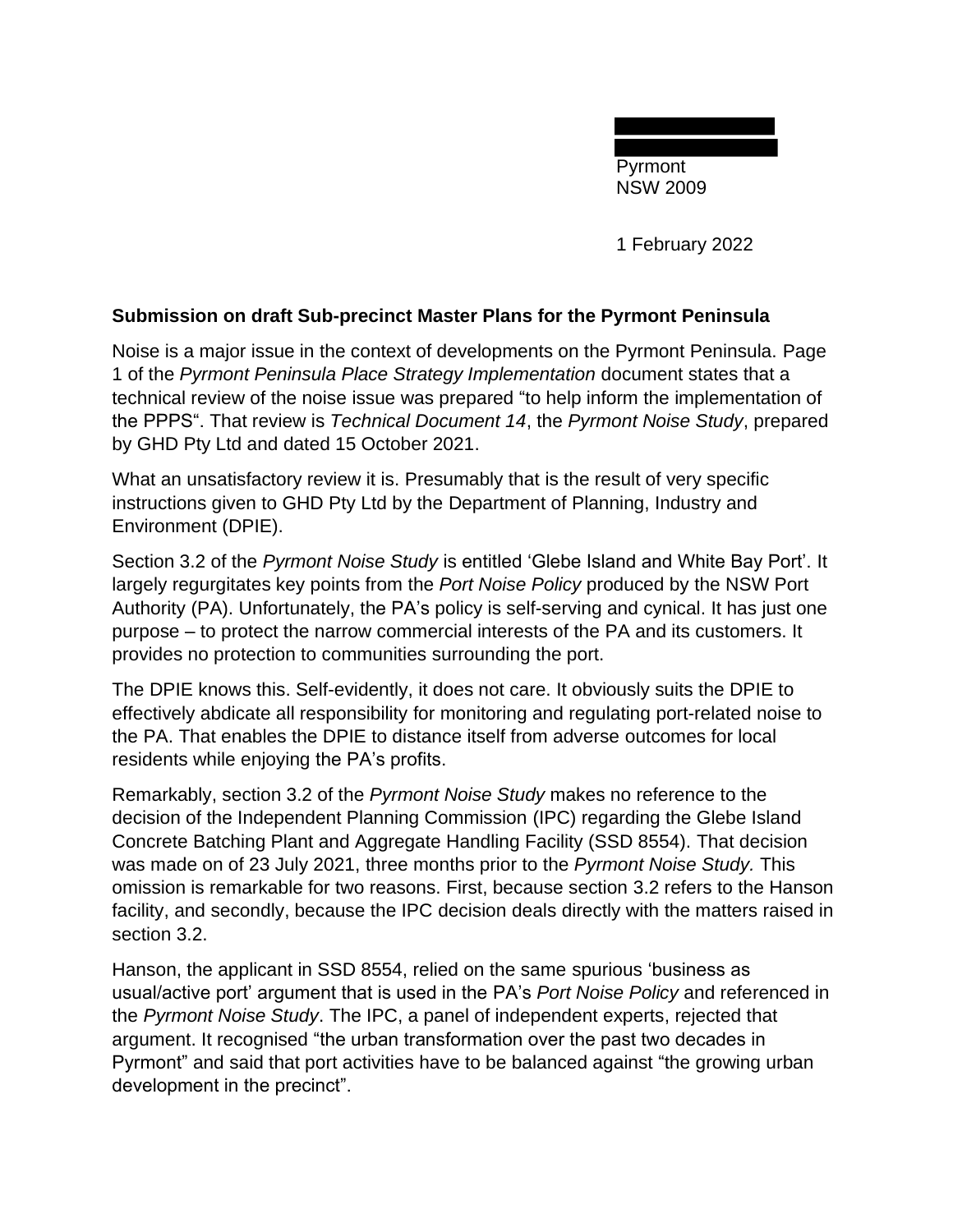Pyrmont
NSW 2009

1 February 2022

**Submission on draft Sub-precinct Master Plans for the Pyrmont Peninsula**

Noise is a major issue in the context of developments on the Pyrmont Peninsula. Page 1 of the *Pyrmont Peninsula Place Strategy Implementation* document states that a technical review of the noise issue was prepared "to help inform the implementation of the PPPS". That review is *Technical Document 14*, the *Pyrmont Noise Study*, prepared by GHD Pty Ltd and dated 15 October 2021.

What an unsatisfactory review it is. Presumably that is the result of very specific instructions given to GHD Pty Ltd by the Department of Planning, Industry and Environment (DPIE).

Section 3.2 of the *Pyrmont Noise Study* is entitled 'Glebe Island and White Bay Port'. It largely regurgitates key points from the *Port Noise Policy* produced by the NSW Port Authority (PA). Unfortunately, the PA's policy is self-serving and cynical. It has just one purpose – to protect the narrow commercial interests of the PA and its customers. It provides no protection to communities surrounding the port.

The DPIE knows this. Self-evidently, it does not care. It obviously suits the DPIE to effectively abdicate all responsibility for monitoring and regulating port-related noise to the PA. That enables the DPIE to distance itself from adverse outcomes for local residents while enjoying the PA's profits.

Remarkably, section 3.2 of the *Pyrmont Noise Study* makes no reference to the decision of the Independent Planning Commission (IPC) regarding the Glebe Island Concrete Batching Plant and Aggregate Handling Facility (SSD 8554). That decision was made on of 23 July 2021, three months prior to the *Pyrmont Noise Study.* This omission is remarkable for two reasons. First, because section 3.2 refers to the Hanson facility, and secondly, because the IPC decision deals directly with the matters raised in section 3.2.

Hanson, the applicant in SSD 8554, relied on the same spurious 'business as usual/active port' argument that is used in the PA's *Port Noise Policy* and referenced in the *Pyrmont Noise Study*. The IPC, a panel of independent experts, rejected that argument. It recognised "the urban transformation over the past two decades in Pyrmont" and said that port activities have to be balanced against "the growing urban development in the precinct".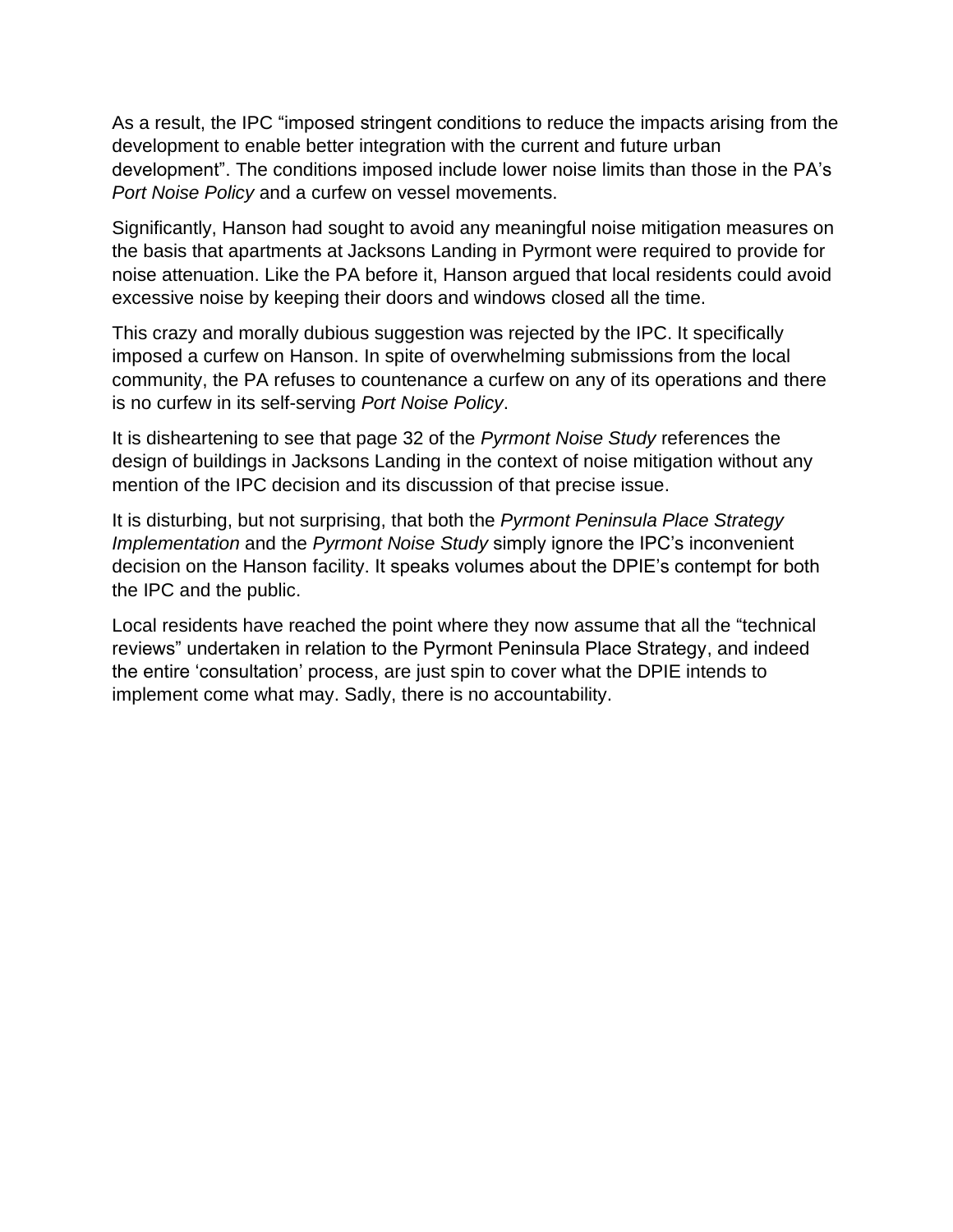As a result, the IPC "imposed stringent conditions to reduce the impacts arising from the development to enable better integration with the current and future urban development". The conditions imposed include lower noise limits than those in the PA's *Port Noise Policy* and a curfew on vessel movements.

Significantly, Hanson had sought to avoid any meaningful noise mitigation measures on the basis that apartments at Jacksons Landing in Pyrmont were required to provide for noise attenuation. Like the PA before it, Hanson argued that local residents could avoid excessive noise by keeping their doors and windows closed all the time.

This crazy and morally dubious suggestion was rejected by the IPC. It specifically imposed a curfew on Hanson. In spite of overwhelming submissions from the local community, the PA refuses to countenance a curfew on any of its operations and there is no curfew in its self-serving *Port Noise Policy*.

It is disheartening to see that page 32 of the *Pyrmont Noise Study* references the design of buildings in Jacksons Landing in the context of noise mitigation without any mention of the IPC decision and its discussion of that precise issue.

It is disturbing, but not surprising, that both the *Pyrmont Peninsula Place Strategy Implementation* and the *Pyrmont Noise Study* simply ignore the IPC's inconvenient decision on the Hanson facility. It speaks volumes about the DPIE's contempt for both the IPC and the public.

Local residents have reached the point where they now assume that all the "technical reviews" undertaken in relation to the Pyrmont Peninsula Place Strategy, and indeed the entire 'consultation' process, are just spin to cover what the DPIE intends to implement come what may. Sadly, there is no accountability.